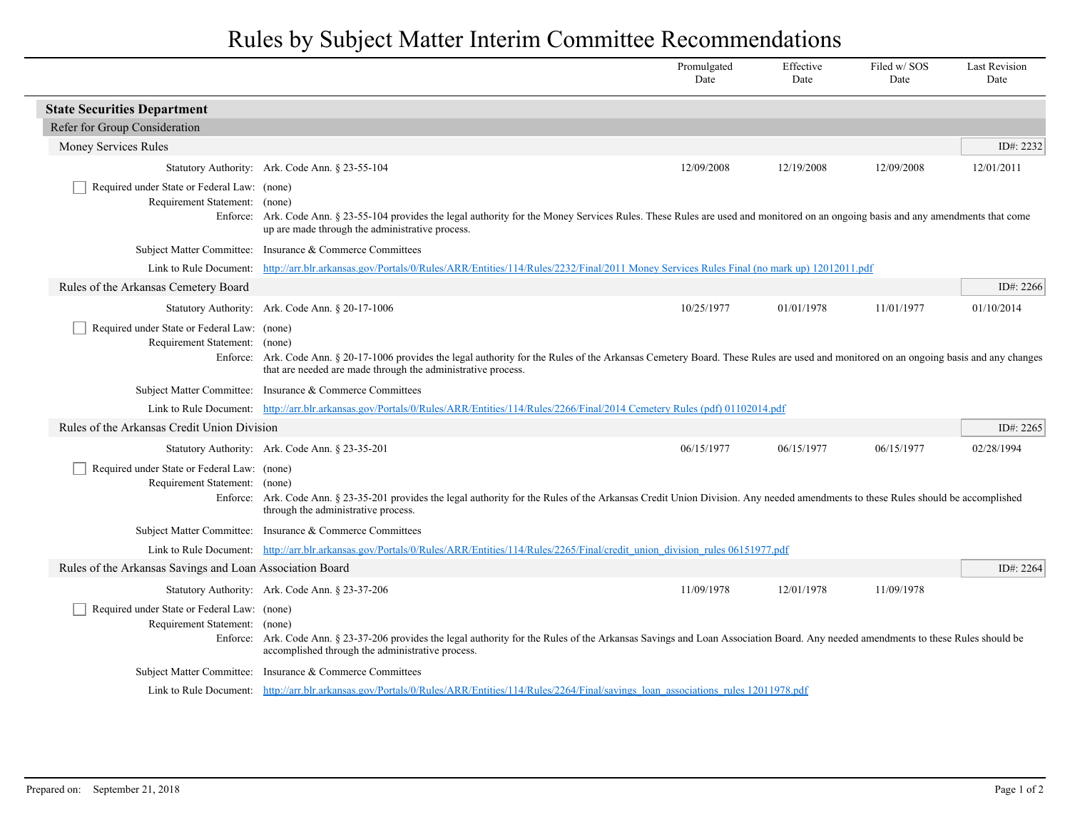# Rules by Subject Matter Interim Committee Recommendations

## State Securities Department

### Refer for Group Consideration

#### Money Services Rules

ID#: 2232

| | Promulgated Date | Effective Date | Filed w/ SOS Date | Last Revision Date |
|---|---|---|---|---|
| Statutory Authority: Ark. Code Ann. § 23-55-104 | 12/09/2008 | 12/19/2008 | 12/09/2008 | 12/01/2011 |

- [ ] Required under State or Federal Law: (none)

Requirement Statement: (none)

Enforce: Ark. Code Ann. § 23-55-104 provides the legal authority for the Money Services Rules. These Rules are used and monitored on an ongoing basis and any amendments that come up are made through the administrative process.

Subject Matter Committee: Insurance & Commerce Committees

Link to Rule Document: [http://arr.blr.arkansas.gov/Portals/0/Rules/ARR/Entities/114/Rules/2232/Final/2011 Money Services Rules Final (no mark up) 12012011.pdf](http://arr.blr.arkansas.gov/Portals/0/Rules/ARR/Entities/114/Rules/2232/Final/2011 Money Services Rules Final (no mark up) 12012011.pdf)

#### Rules of the Arkansas Cemetery Board

ID#: 2266

| | Promulgated Date | Effective Date | Filed w/ SOS Date | Last Revision Date |
|---|---|---|---|---|
| Statutory Authority: Ark. Code Ann. § 20-17-1006 | 10/25/1977 | 01/01/1978 | 11/01/1977 | 01/10/2014 |

- [ ] Required under State or Federal Law: (none)

Requirement Statement: (none)

Enforce: Ark. Code Ann. § 20-17-1006 provides the legal authority for the Rules of the Arkansas Cemetery Board. These Rules are used and monitored on an ongoing basis and any changes that are needed are made through the administrative process.

Subject Matter Committee: Insurance & Commerce Committees

Link to Rule Document: [http://arr.blr.arkansas.gov/Portals/0/Rules/ARR/Entities/114/Rules/2266/Final/2014 Cemetery Rules (pdf) 01102014.pdf](http://arr.blr.arkansas.gov/Portals/0/Rules/ARR/Entities/114/Rules/2266/Final/2014 Cemetery Rules (pdf) 01102014.pdf)

#### Rules of the Arkansas Credit Union Division

ID#: 2265

| | Promulgated Date | Effective Date | Filed w/ SOS Date | Last Revision Date |
|---|---|---|---|---|
| Statutory Authority: Ark. Code Ann. § 23-35-201 | 06/15/1977 | 06/15/1977 | 06/15/1977 | 02/28/1994 |

- [ ] Required under State or Federal Law: (none)

Requirement Statement: (none)

Enforce: Ark. Code Ann. § 23-35-201 provides the legal authority for the Rules of the Arkansas Credit Union Division. Any needed amendments to these Rules should be accomplished through the administrative process.

Subject Matter Committee: Insurance & Commerce Committees

Link to Rule Document: [http://arr.blr.arkansas.gov/Portals/0/Rules/ARR/Entities/114/Rules/2265/Final/credit_union_division_rules 06151977.pdf](http://arr.blr.arkansas.gov/Portals/0/Rules/ARR/Entities/114/Rules/2265/Final/credit_union_division_rules 06151977.pdf)

#### Rules of the Arkansas Savings and Loan Association Board

ID#: 2264

| | Promulgated Date | Effective Date | Filed w/ SOS Date | Last Revision Date |
|---|---|---|---|---|
| Statutory Authority: Ark. Code Ann. § 23-37-206 | 11/09/1978 | 12/01/1978 | 11/09/1978 | |

- [ ] Required under State or Federal Law: (none)

Requirement Statement: (none)

Enforce: Ark. Code Ann. § 23-37-206 provides the legal authority for the Rules of the Arkansas Savings and Loan Association Board. Any needed amendments to these Rules should be accomplished through the administrative process.

Subject Matter Committee: Insurance & Commerce Committees

Link to Rule Document: [http://arr.blr.arkansas.gov/Portals/0/Rules/ARR/Entities/114/Rules/2264/Final/savings_loan_associations_rules 12011978.pdf](http://arr.blr.arkansas.gov/Portals/0/Rules/ARR/Entities/114/Rules/2264/Final/savings_loan_associations_rules 12011978.pdf)

Prepared on: September 21, 2018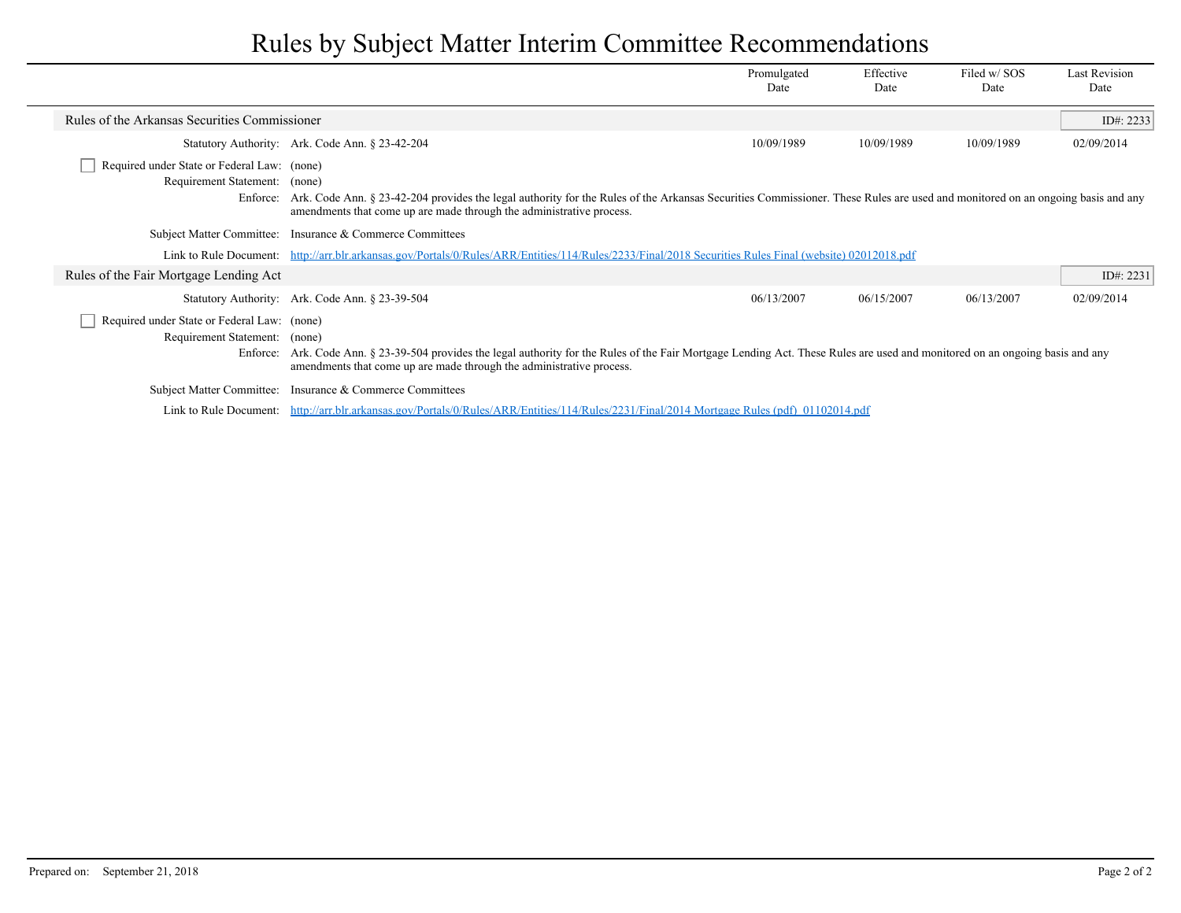# Rules by Subject Matter Interim Committee Recommendations

| | | Promulgated Date | Effective Date | Filed w/ SOS Date | Last Revision Date |
|---|---|---|---|---|---|

## Rules of the Arkansas Securities Commissioner

ID#: 2233

| | | Promulgated Date | Effective Date | Filed w/ SOS Date | Last Revision Date |
|---|---|---|---|---|---|
| Statutory Authority: | Ark. Code Ann. § 23-42-204 | 10/09/1989 | 10/09/1989 | 10/09/1989 | 02/09/2014 |

☐ Required under State or Federal Law: (none)

Requirement Statement: (none)

Enforce: Ark. Code Ann. § 23-42-204 provides the legal authority for the Rules of the Arkansas Securities Commissioner. These Rules are used and monitored on an ongoing basis and any amendments that come up are made through the administrative process.

Subject Matter Committee: Insurance & Commerce Committees

Link to Rule Document: http://arr.blr.arkansas.gov/Portals/0/Rules/ARR/Entities/114/Rules/2233/Final/2018 Securities Rules Final (website) 02012018.pdf

## Rules of the Fair Mortgage Lending Act

ID#: 2231

| | | Promulgated Date | Effective Date | Filed w/ SOS Date | Last Revision Date |
|---|---|---|---|---|---|
| Statutory Authority: | Ark. Code Ann. § 23-39-504 | 06/13/2007 | 06/15/2007 | 06/13/2007 | 02/09/2014 |

☐ Required under State or Federal Law: (none)

Requirement Statement: (none)

Enforce: Ark. Code Ann. § 23-39-504 provides the legal authority for the Rules of the Fair Mortgage Lending Act. These Rules are used and monitored on an ongoing basis and any amendments that come up are made through the administrative process.

Subject Matter Committee: Insurance & Commerce Committees

Link to Rule Document: http://arr.blr.arkansas.gov/Portals/0/Rules/ARR/Entities/114/Rules/2231/Final/2014 Mortgage Rules (pdf)_01102014.pdf

Prepared on: September 21, 2018